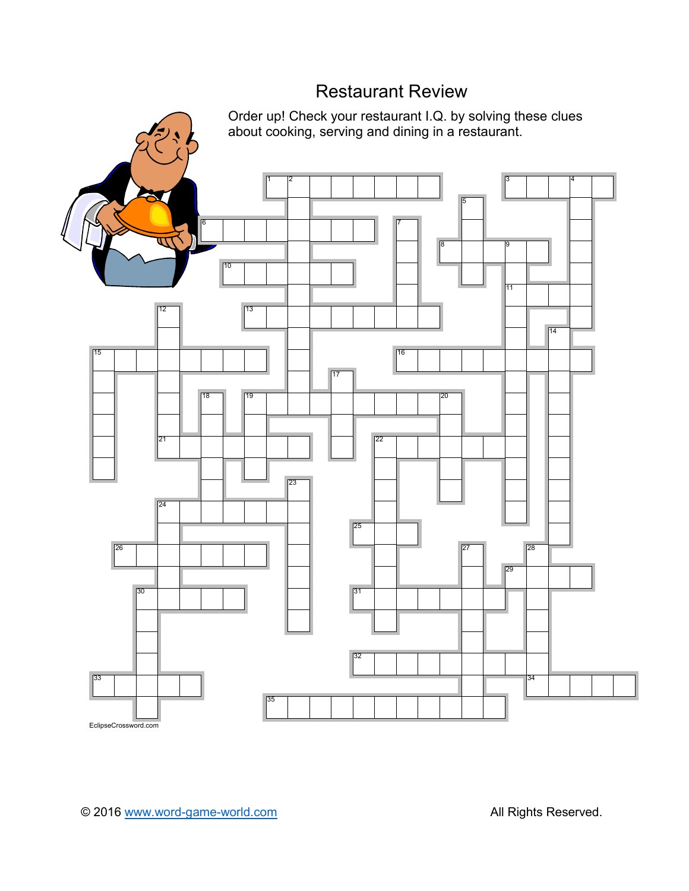# Restaurant Review

Order up! Check your restaurant I.Q. by solving these clues about cooking, serving and dining in a restaurant.

EclipseCrossword.com

© 2016 www.word-game-world.com All Rights Reserved.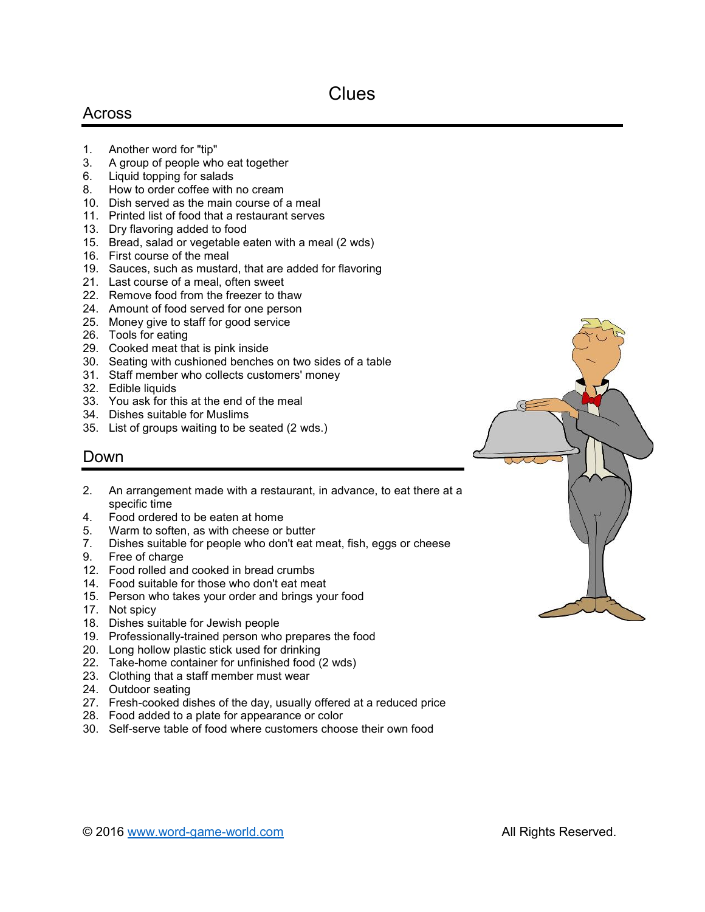# Clues

## Across

1. Another word for "tip"
3. A group of people who eat together
6. Liquid topping for salads
8. How to order coffee with no cream
10. Dish served as the main course of a meal
11. Printed list of food that a restaurant serves
13. Dry flavoring added to food
15. Bread, salad or vegetable eaten with a meal (2 wds)
16. First course of the meal
19. Sauces, such as mustard, that are added for flavoring
21. Last course of a meal, often sweet
22. Remove food from the freezer to thaw
24. Amount of food served for one person
25. Money give to staff for good service
26. Tools for eating
29. Cooked meat that is pink inside
30. Seating with cushioned benches on two sides of a table
31. Staff member who collects customers' money
32. Edible liquids
33. You ask for this at the end of the meal
34. Dishes suitable for Muslims
35. List of groups waiting to be seated (2 wds.)

## Down

2. An arrangement made with a restaurant, in advance, to eat there at a specific time
4. Food ordered to be eaten at home
5. Warm to soften, as with cheese or butter
7. Dishes suitable for people who don't eat meat, fish, eggs or cheese
9. Free of charge
12. Food rolled and cooked in bread crumbs
14. Food suitable for those who don't eat meat
15. Person who takes your order and brings your food
17. Not spicy
18. Dishes suitable for Jewish people
19. Professionally-trained person who prepares the food
20. Long hollow plastic stick used for drinking
22. Take-home container for unfinished food (2 wds)
23. Clothing that a staff member must wear
24. Outdoor seating
27. Fresh-cooked dishes of the day, usually offered at a reduced price
28. Food added to a plate for appearance or color
30. Self-serve table of food where customers choose their own food

© 2016 [www.word-game-world.com](http://www.word-game-world.com) All Rights Reserved.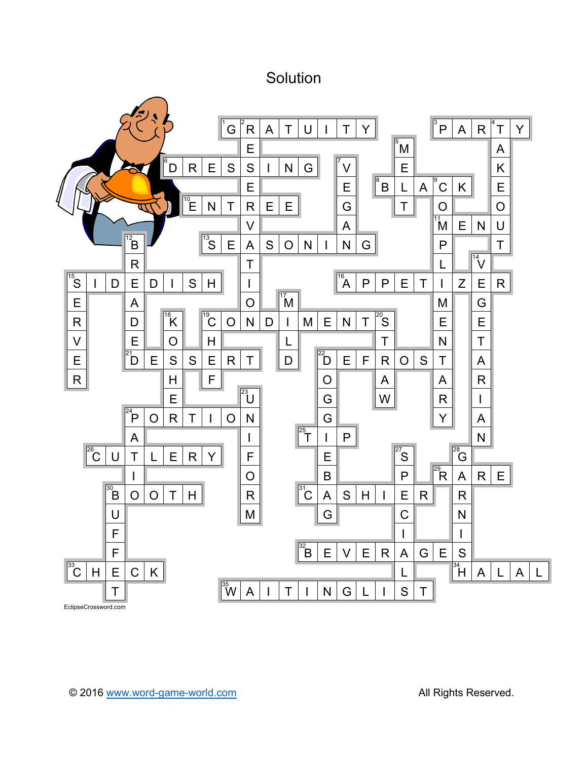# Solution

1 GRATUITY

2 RESERVATION

3 PARTY

4 TAKEOUT

5 MEAT

6 DRESSING

7 VEGAN

8 BLACK

9 COMPLIMENTARY

10 ENTREE

11 MENU

12 BREADED

13 SEASONING

14 VEGETARIAN

15 SIDEDISH

15 SERVER

16 APPETIZER

17 MILD

18 KOSHER

19 CONDIMENTS

19 CHEF

20 STRAW

21 DESSERT

22 DEFROST

22 DOGGIEBAG

23 UNIFORM

24 PORTION

24 PATIO

25 TIP

26 CUTLERY

27 SPECIAL

28 GARNISH

29 RARE

30 BOOTH

30 BUFFET

31 CASHIER

32 BEVERAGES

33 CHECK

34 HALAL

35 WAITINGLIST

EclipseCrossword.com

© 2016 www.word-game-world.com All Rights Reserved.